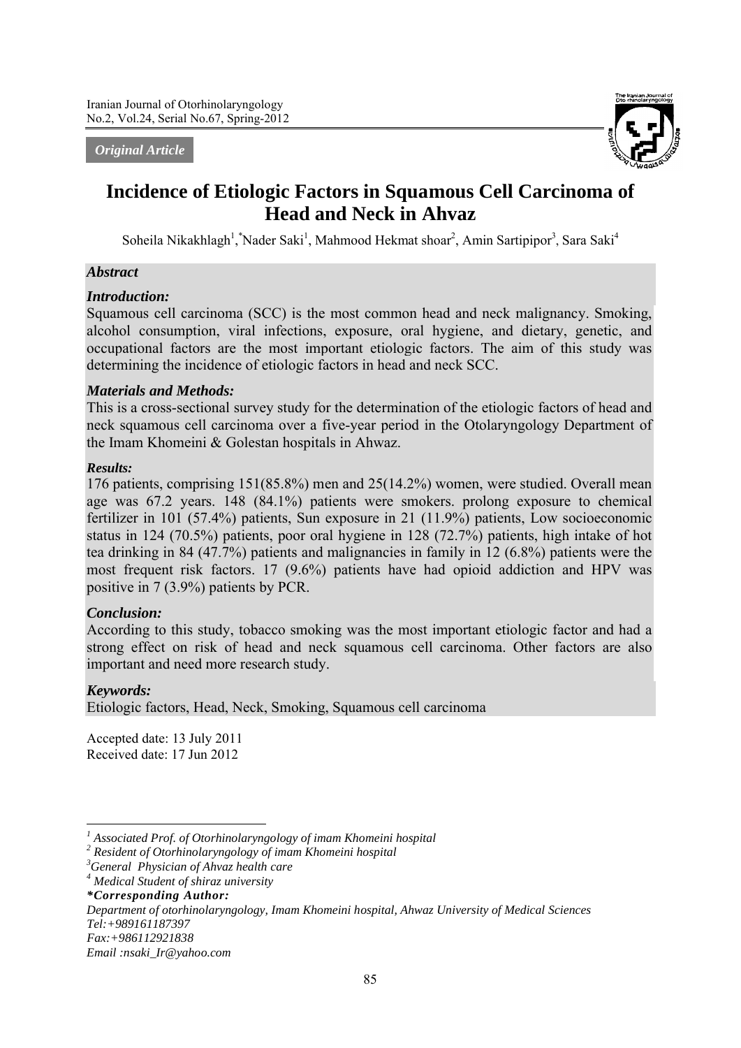*Original Article*

# Incidence of Etiologic Factors in Squamous Cell Carcinoma of Head and Neck in Ahvaz

Soheila Nikakhlagh[1], *Nader Saki[1], Mahmood Hekmat shoar[2], Amin Sartipipor[3], Sara Saki[4]

### *Abstract*

#### *Introduction:*

Squamous cell carcinoma (SCC) is the most common head and neck malignancy. Smoking, alcohol consumption, viral infections, exposure, oral hygiene, and dietary, genetic, and occupational factors are the most important etiologic factors. The aim of this study was determining the incidence of etiologic factors in head and neck SCC.

#### *Materials and Methods:*

This is a cross-sectional survey study for the determination of the etiologic factors of head and neck squamous cell carcinoma over a five-year period in the Otolaryngology Department of the Imam Khomeini & Golestan hospitals in Ahwaz.

#### *Results:*

176 patients, comprising 151(85.8%) men and 25(14.2%) women, were studied. Overall mean age was 67.2 years. 148 (84.1%) patients were smokers. prolong exposure to chemical fertilizer in 101 (57.4%) patients, Sun exposure in 21 (11.9%) patients, Low socioeconomic status in 124 (70.5%) patients, poor oral hygiene in 128 (72.7%) patients, high intake of hot tea drinking in 84 (47.7%) patients and malignancies in family in 12 (6.8%) patients were the most frequent risk factors. 17 (9.6%) patients have had opioid addiction and HPV was positive in 7 (3.9%) patients by PCR.

#### *Conclusion:*

According to this study, tobacco smoking was the most important etiologic factor and had a strong effect on risk of head and neck squamous cell carcinoma. Other factors are also important and need more research study.

#### *Keywords:*

Etiologic factors, Head, Neck, Smoking, Squamous cell carcinoma

Accepted date: 13 July 2011
Received date: 17 Jun 2012

---

[1] *Associated Prof. of Otorhinolaryngology of imam Khomeini hospital*
[2] *Resident of Otorhinolaryngology of imam Khomeini hospital*
[3] *General Physician of Ahvaz health care*
[4] *Medical Student of shiraz university*

***Corresponding Author:***
*Department of otorhinolaryngology, Imam Khomeini hospital, Ahwaz University of Medical Sciences*
*Tel:+989161187397*
*Fax:+986112921838*
*Email :nsaki_Ir@yahoo.com*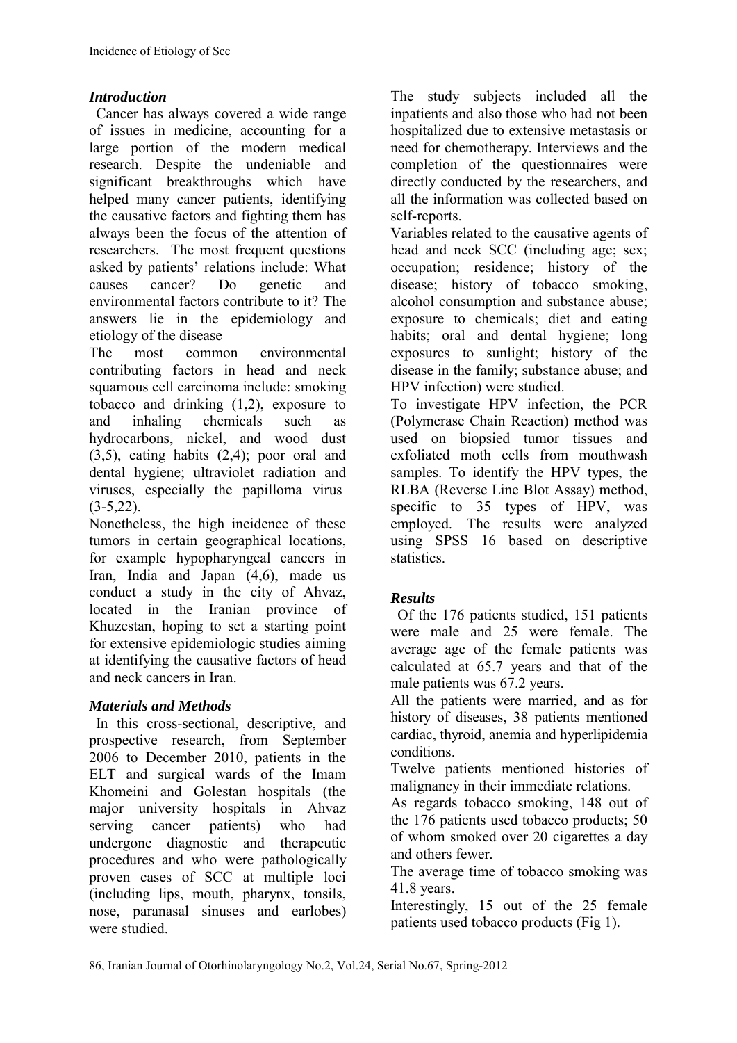## *Introduction*

Cancer has always covered a wide range of issues in medicine, accounting for a large portion of the modern medical research. Despite the undeniable and significant breakthroughs which have helped many cancer patients, identifying the causative factors and fighting them has always been the focus of the attention of researchers. The most frequent questions asked by patients' relations include: What causes cancer? Do genetic and environmental factors contribute to it? The answers lie in the epidemiology and etiology of the disease

The most common environmental contributing factors in head and neck squamous cell carcinoma include: smoking tobacco and drinking (1,2), exposure to and inhaling chemicals such as hydrocarbons, nickel, and wood dust (3,5), eating habits (2,4); poor oral and dental hygiene; ultraviolet radiation and viruses, especially the papilloma virus (3-5,22).

Nonetheless, the high incidence of these tumors in certain geographical locations, for example hypopharyngeal cancers in Iran, India and Japan (4,6), made us conduct a study in the city of Ahvaz, located in the Iranian province of Khuzestan, hoping to set a starting point for extensive epidemiologic studies aiming at identifying the causative factors of head and neck cancers in Iran.

## *Materials and Methods*

In this cross-sectional, descriptive, and prospective research, from September 2006 to December 2010, patients in the ELT and surgical wards of the Imam Khomeini and Golestan hospitals (the major university hospitals in Ahvaz serving cancer patients) who had undergone diagnostic and therapeutic procedures and who were pathologically proven cases of SCC at multiple loci (including lips, mouth, pharynx, tonsils, nose, paranasal sinuses and earlobes) were studied.

The study subjects included all the inpatients and also those who had not been hospitalized due to extensive metastasis or need for chemotherapy. Interviews and the completion of the questionnaires were directly conducted by the researchers, and all the information was collected based on self-reports.

Variables related to the causative agents of head and neck SCC (including age; sex; occupation; residence; history of the disease; history of tobacco smoking, alcohol consumption and substance abuse; exposure to chemicals; diet and eating habits; oral and dental hygiene; long exposures to sunlight; history of the disease in the family; substance abuse; and HPV infection) were studied.

To investigate HPV infection, the PCR (Polymerase Chain Reaction) method was used on biopsied tumor tissues and exfoliated moth cells from mouthwash samples. To identify the HPV types, the RLBA (Reverse Line Blot Assay) method, specific to 35 types of HPV, was employed. The results were analyzed using SPSS 16 based on descriptive statistics.

## *Results*

Of the 176 patients studied, 151 patients were male and 25 were female. The average age of the female patients was calculated at 65.7 years and that of the male patients was 67.2 years.

All the patients were married, and as for history of diseases, 38 patients mentioned cardiac, thyroid, anemia and hyperlipidemia conditions.

Twelve patients mentioned histories of malignancy in their immediate relations.

As regards tobacco smoking, 148 out of the 176 patients used tobacco products; 50 of whom smoked over 20 cigarettes a day and others fewer.

The average time of tobacco smoking was 41.8 years.

Interestingly, 15 out of the 25 female patients used tobacco products (Fig 1).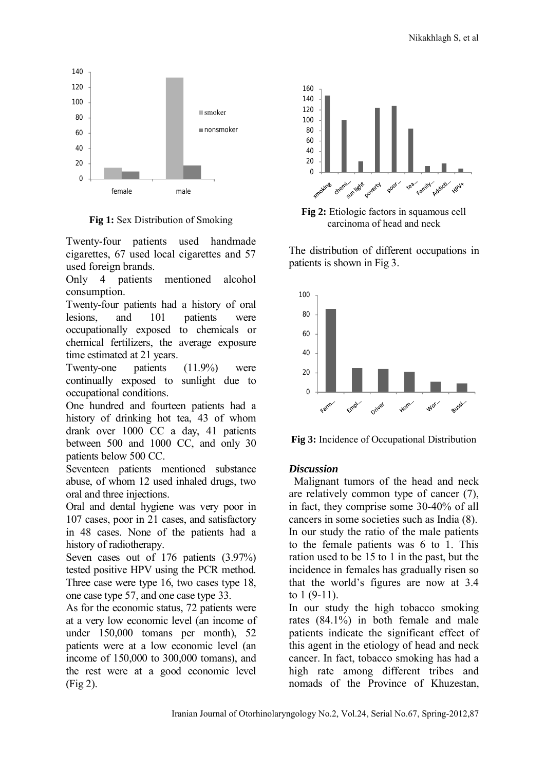**Fig 1:** Sex Distribution of Smoking

Twenty-four patients used handmade cigarettes, 67 used local cigarettes and 57 used foreign brands.

Only 4 patients mentioned alcohol consumption.

Twenty-four patients had a history of oral lesions, and 101 patients were occupationally exposed to chemicals or chemical fertilizers, the average exposure time estimated at 21 years.

Twenty-one patients (11.9%) were continually exposed to sunlight due to occupational conditions.

One hundred and fourteen patients had a history of drinking hot tea, 43 of whom drank over 1000 CC a day, 41 patients between 500 and 1000 CC, and only 30 patients below 500 CC.

Seventeen patients mentioned substance abuse, of whom 12 used inhaled drugs, two oral and three injections.

Oral and dental hygiene was very poor in 107 cases, poor in 21 cases, and satisfactory in 48 cases. None of the patients had a history of radiotherapy.

Seven cases out of 176 patients (3.97%) tested positive HPV using the PCR method. Three case were type 16, two cases type 18, one case type 57, and one case type 33.

As for the economic status, 72 patients were at a very low economic level (an income of under 150,000 tomans per month), 52 patients were at a low economic level (an income of 150,000 to 300,000 tomans), and the rest were at a good economic level (Fig 2).

**Fig 2:** Etiologic factors in squamous cell carcinoma of head and neck

The distribution of different occupations in patients is shown in Fig 3.

**Fig 3:** Incidence of Occupational Distribution

### *Discussion*

Malignant tumors of the head and neck are relatively common type of cancer (7), in fact, they comprise some 30-40% of all cancers in some societies such as India (8). In our study the ratio of the male patients to the female patients was 6 to 1. This ration used to be 15 to 1 in the past, but the incidence in females has gradually risen so that the world's figures are now at 3.4 to 1 (9-11).

In our study the high tobacco smoking rates (84.1%) in both female and male patients indicate the significant effect of this agent in the etiology of head and neck cancer. In fact, tobacco smoking has had a high rate among different tribes and nomads of the Province of Khuzestan,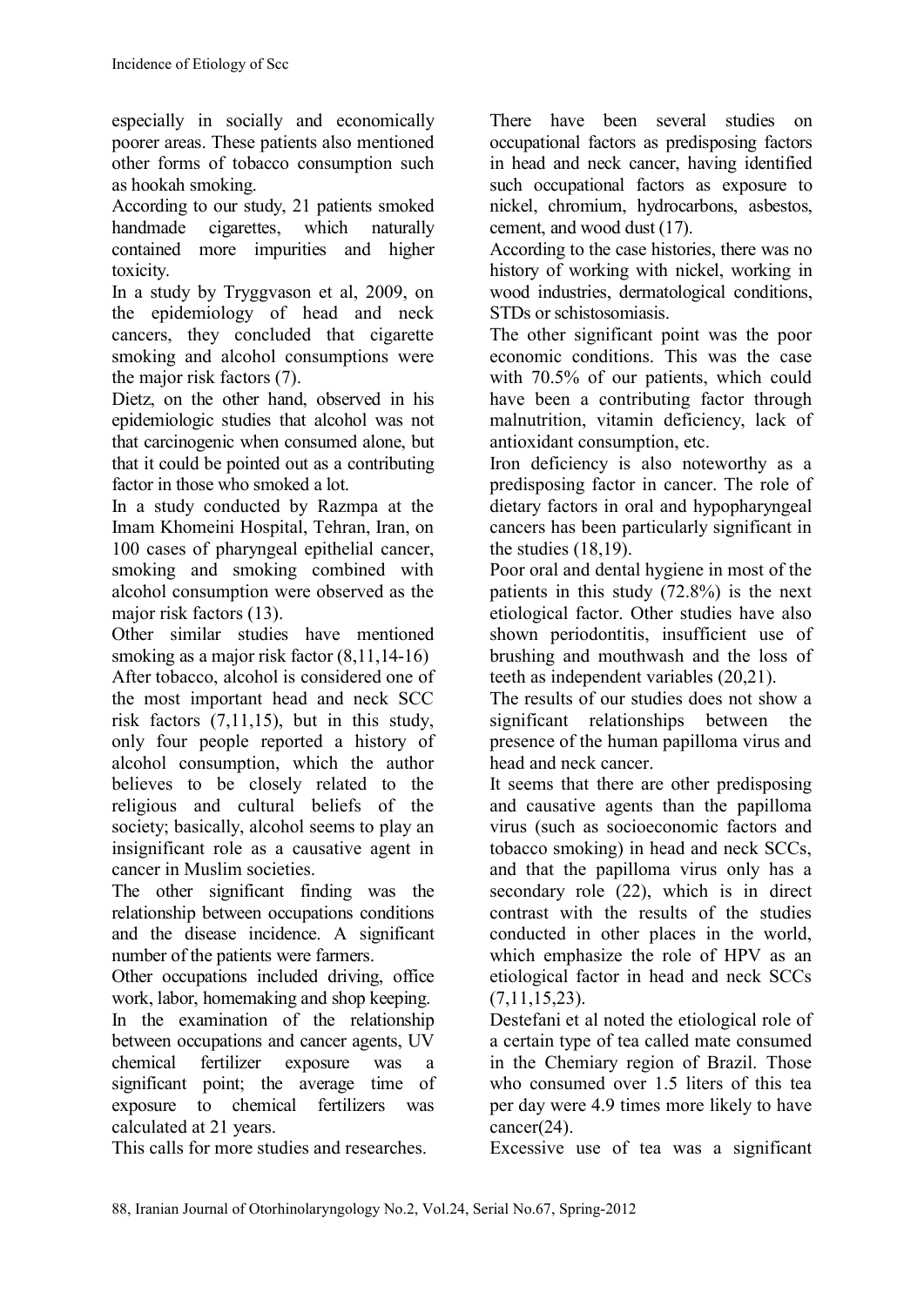especially in socially and economically poorer areas. These patients also mentioned other forms of tobacco consumption such as hookah smoking.

According to our study, 21 patients smoked handmade cigarettes, which naturally contained more impurities and higher toxicity.

In a study by Tryggvason et al, 2009, on the epidemiology of head and neck cancers, they concluded that cigarette smoking and alcohol consumptions were the major risk factors (7).

Dietz, on the other hand, observed in his epidemiologic studies that alcohol was not that carcinogenic when consumed alone, but that it could be pointed out as a contributing factor in those who smoked a lot.

In a study conducted by Razmpa at the Imam Khomeini Hospital, Tehran, Iran, on 100 cases of pharyngeal epithelial cancer, smoking and smoking combined with alcohol consumption were observed as the major risk factors (13).

Other similar studies have mentioned smoking as a major risk factor (8,11,14-16)

After tobacco, alcohol is considered one of the most important head and neck SCC risk factors (7,11,15), but in this study, only four people reported a history of alcohol consumption, which the author believes to be closely related to the religious and cultural beliefs of the society; basically, alcohol seems to play an insignificant role as a causative agent in cancer in Muslim societies.

The other significant finding was the relationship between occupations conditions and the disease incidence. A significant number of the patients were farmers.

Other occupations included driving, office work, labor, homemaking and shop keeping.

In the examination of the relationship between occupations and cancer agents, UV chemical fertilizer exposure was a significant point; the average time of exposure to chemical fertilizers was calculated at 21 years.

This calls for more studies and researches.

There have been several studies on occupational factors as predisposing factors in head and neck cancer, having identified such occupational factors as exposure to nickel, chromium, hydrocarbons, asbestos, cement, and wood dust (17).

According to the case histories, there was no history of working with nickel, working in wood industries, dermatological conditions, STDs or schistosomiasis.

The other significant point was the poor economic conditions. This was the case with 70.5% of our patients, which could have been a contributing factor through malnutrition, vitamin deficiency, lack of antioxidant consumption, etc.

Iron deficiency is also noteworthy as a predisposing factor in cancer. The role of dietary factors in oral and hypopharyngeal cancers has been particularly significant in the studies (18,19).

Poor oral and dental hygiene in most of the patients in this study (72.8%) is the next etiological factor. Other studies have also shown periodontitis, insufficient use of brushing and mouthwash and the loss of teeth as independent variables (20,21).

The results of our studies does not show a significant relationships between the presence of the human papilloma virus and head and neck cancer.

It seems that there are other predisposing and causative agents than the papilloma virus (such as socioeconomic factors and tobacco smoking) in head and neck SCCs, and that the papilloma virus only has a secondary role (22), which is in direct contrast with the results of the studies conducted in other places in the world, which emphasize the role of HPV as an etiological factor in head and neck SCCs (7,11,15,23).

Destefani et al noted the etiological role of a certain type of tea called mate consumed in the Chemiary region of Brazil. Those who consumed over 1.5 liters of this tea per day were 4.9 times more likely to have cancer(24).

Excessive use of tea was a significant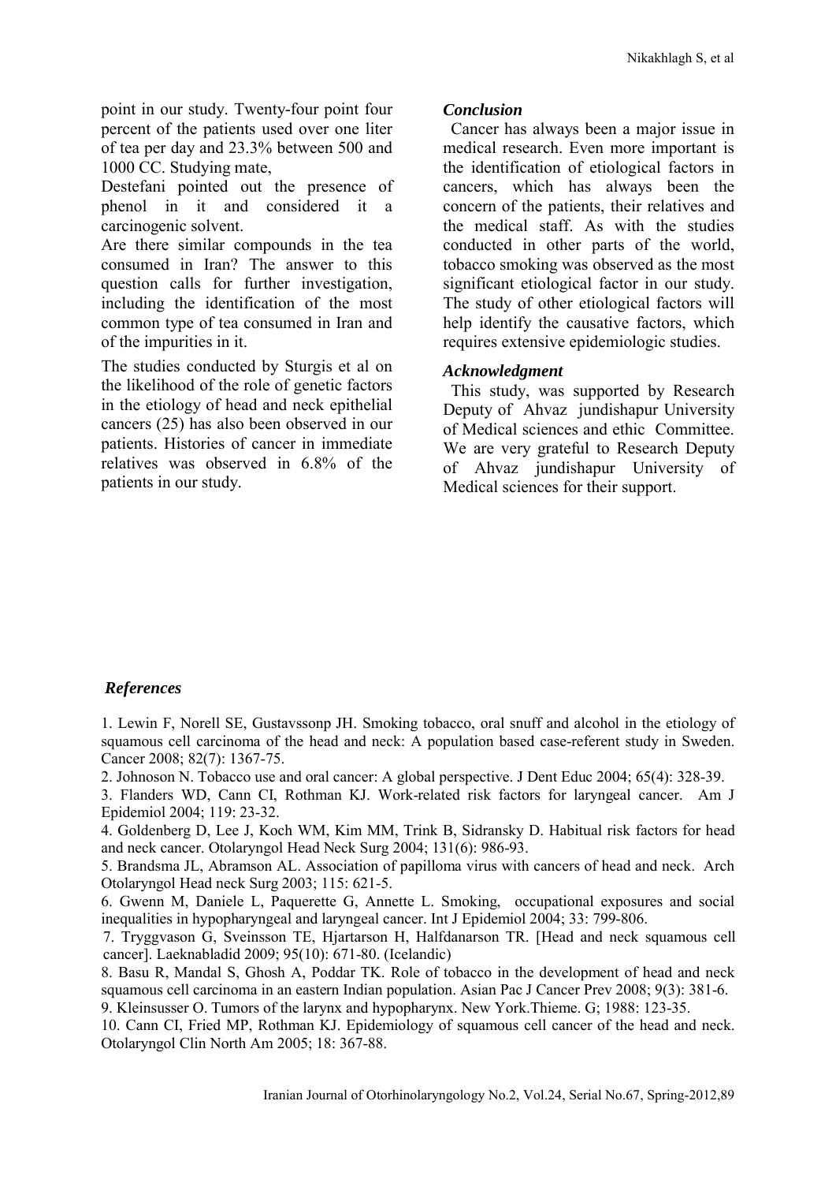point in our study. Twenty-four point four percent of the patients used over one liter of tea per day and 23.3% between 500 and 1000 CC. Studying mate,

Destefani pointed out the presence of phenol in it and considered it a carcinogenic solvent.

Are there similar compounds in the tea consumed in Iran? The answer to this question calls for further investigation, including the identification of the most common type of tea consumed in Iran and of the impurities in it.

The studies conducted by Sturgis et al on the likelihood of the role of genetic factors in the etiology of head and neck epithelial cancers (25) has also been observed in our patients. Histories of cancer in immediate relatives was observed in 6.8% of the patients in our study.

### *Conclusion*

Cancer has always been a major issue in medical research. Even more important is the identification of etiological factors in cancers, which has always been the concern of the patients, their relatives and the medical staff. As with the studies conducted in other parts of the world, tobacco smoking was observed as the most significant etiological factor in our study. The study of other etiological factors will help identify the causative factors, which requires extensive epidemiologic studies.

### *Acknowledgment*

This study, was supported by Research Deputy of Ahvaz jundishapur University of Medical sciences and ethic Committee. We are very grateful to Research Deputy of Ahvaz jundishapur University of Medical sciences for their support.

### *References*

1. Lewin F, Norell SE, Gustavssonp JH. Smoking tobacco, oral snuff and alcohol in the etiology of squamous cell carcinoma of the head and neck: A population based case-referent study in Sweden. Cancer 2008; 82(7): 1367-75.
2. Johnoson N. Tobacco use and oral cancer: A global perspective. J Dent Educ 2004; 65(4): 328-39.
3. Flanders WD, Cann CI, Rothman KJ. Work-related risk factors for laryngeal cancer. Am J Epidemiol 2004; 119: 23-32.
4. Goldenberg D, Lee J, Koch WM, Kim MM, Trink B, Sidransky D. Habitual risk factors for head and neck cancer. Otolaryngol Head Neck Surg 2004; 131(6): 986-93.
5. Brandsma JL, Abramson AL. Association of papilloma virus with cancers of head and neck. Arch Otolaryngol Head neck Surg 2003; 115: 621-5.
6. Gwenn M, Daniele L, Paquerette G, Annette L. Smoking, occupational exposures and social inequalities in hypopharyngeal and laryngeal cancer. Int J Epidemiol 2004; 33: 799-806.
7. Tryggvason G, Sveinsson TE, Hjartarson H, Halfdanarson TR. [Head and neck squamous cell cancer]. Laeknabladid 2009; 95(10): 671-80. (Icelandic)
8. Basu R, Mandal S, Ghosh A, Poddar TK. Role of tobacco in the development of head and neck squamous cell carcinoma in an eastern Indian population. Asian Pac J Cancer Prev 2008; 9(3): 381-6.
9. Kleinsusser O. Tumors of the larynx and hypopharynx. New York.Thieme. G; 1988: 123-35.
10. Cann CI, Fried MP, Rothman KJ. Epidemiology of squamous cell cancer of the head and neck. Otolaryngol Clin North Am 2005; 18: 367-88.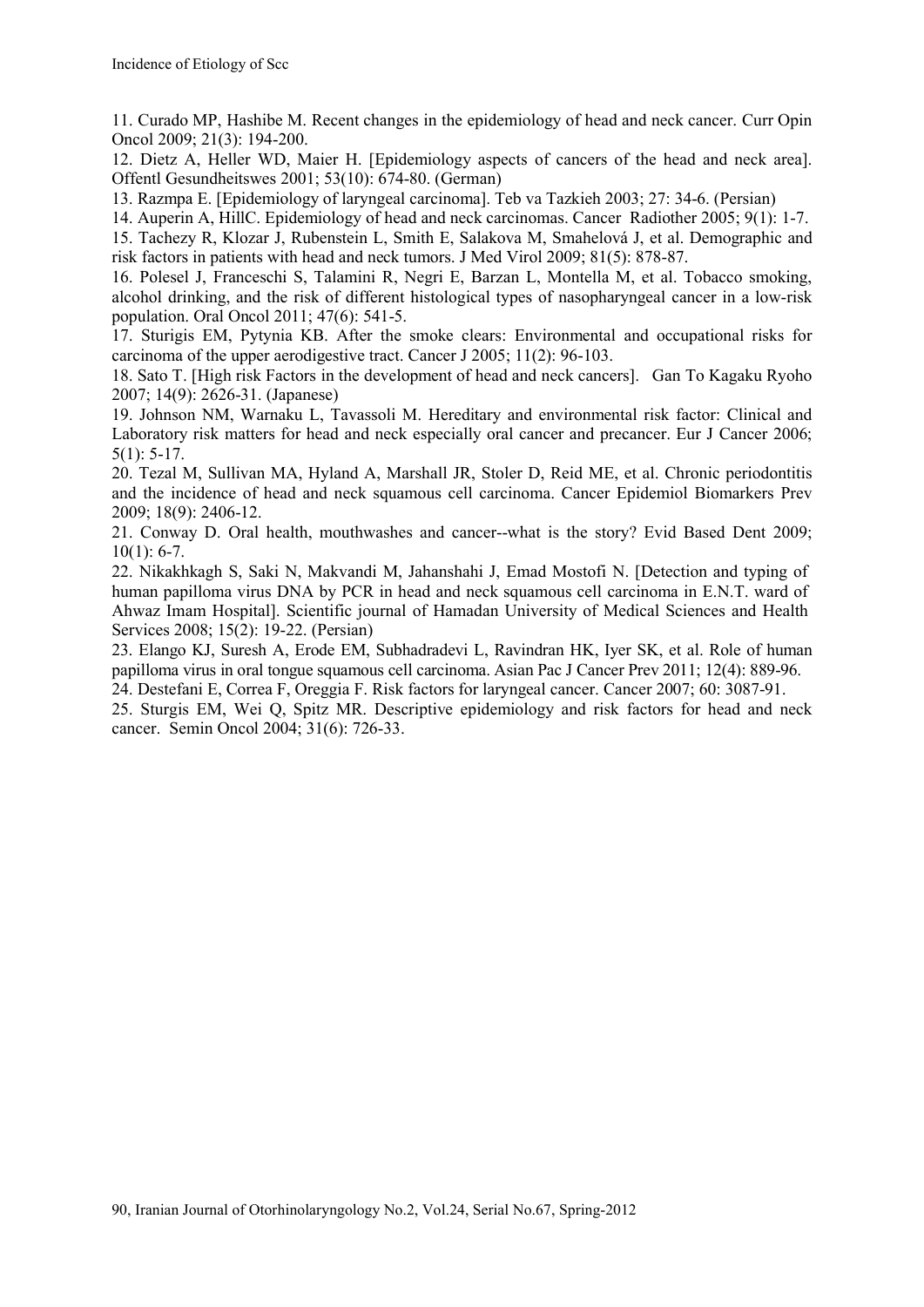11. Curado MP, Hashibe M. Recent changes in the epidemiology of head and neck cancer. Curr Opin Oncol 2009; 21(3): 194-200.

12. Dietz A, Heller WD, Maier H. [Epidemiology aspects of cancers of the head and neck area]. Offentl Gesundheitswes 2001; 53(10): 674-80. (German)

13. Razmpa E. [Epidemiology of laryngeal carcinoma]. Teb va Tazkieh 2003; 27: 34-6. (Persian)

14. Auperin A, HillC. Epidemiology of head and neck carcinomas. Cancer Radiother 2005; 9(1): 1-7.

15. Tachezy R, Klozar J, Rubenstein L, Smith E, Salakova M, Smahelová J, et al. Demographic and risk factors in patients with head and neck tumors. J Med Virol 2009; 81(5): 878-87.

16. Polesel J, Franceschi S, Talamini R, Negri E, Barzan L, Montella M, et al. Tobacco smoking, alcohol drinking, and the risk of different histological types of nasopharyngeal cancer in a low-risk population. Oral Oncol 2011; 47(6): 541-5.

17. Sturigis EM, Pytynia KB. After the smoke clears: Environmental and occupational risks for carcinoma of the upper aerodigestive tract. Cancer J 2005; 11(2): 96-103.

18. Sato T. [High risk Factors in the development of head and neck cancers]. Gan To Kagaku Ryoho 2007; 14(9): 2626-31. (Japanese)

19. Johnson NM, Warnaku L, Tavassoli M. Hereditary and environmental risk factor: Clinical and Laboratory risk matters for head and neck especially oral cancer and precancer. Eur J Cancer 2006; 5(1): 5-17.

20. Tezal M, Sullivan MA, Hyland A, Marshall JR, Stoler D, Reid ME, et al. Chronic periodontitis and the incidence of head and neck squamous cell carcinoma. Cancer Epidemiol Biomarkers Prev 2009; 18(9): 2406-12.

21. Conway D. Oral health, mouthwashes and cancer--what is the story? Evid Based Dent 2009; 10(1): 6-7.

22. Nikakhkagh S, Saki N, Makvandi M, Jahanshahi J, Emad Mostofi N. [Detection and typing of human papilloma virus DNA by PCR in head and neck squamous cell carcinoma in E.N.T. ward of Ahwaz Imam Hospital]. Scientific journal of Hamadan University of Medical Sciences and Health Services 2008; 15(2): 19-22. (Persian)

23. Elango KJ, Suresh A, Erode EM, Subhadradevi L, Ravindran HK, Iyer SK, et al. Role of human papilloma virus in oral tongue squamous cell carcinoma. Asian Pac J Cancer Prev 2011; 12(4): 889-96.

24. Destefani E, Correa F, Oreggia F. Risk factors for laryngeal cancer. Cancer 2007; 60: 3087-91.

25. Sturgis EM, Wei Q, Spitz MR. Descriptive epidemiology and risk factors for head and neck cancer. Semin Oncol 2004; 31(6): 726-33.